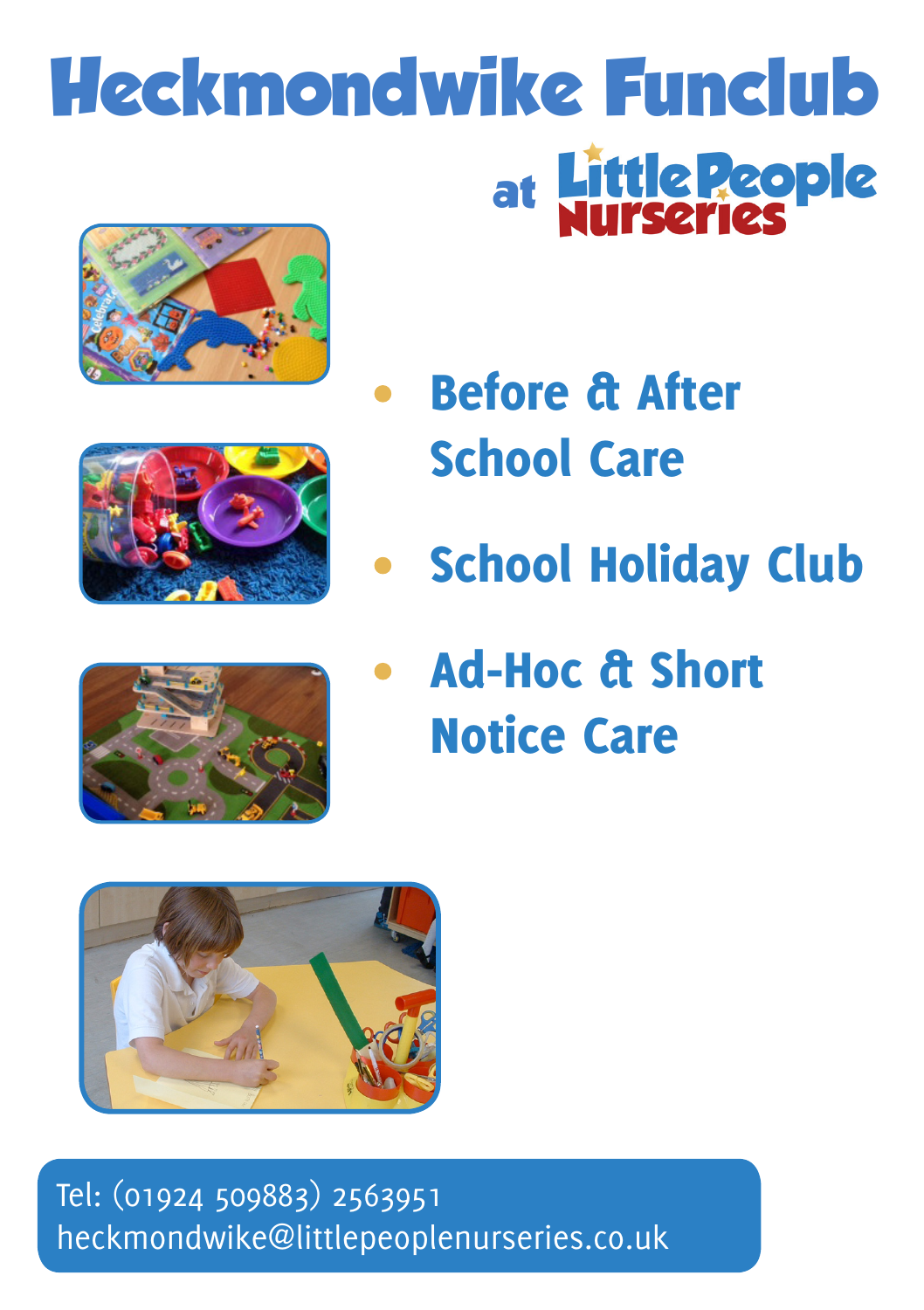# Heckmondwike Funclub

at Little People Nurseries

- **Before & After School Care**
- **School Holiday Club**
- **Ad-Hoc & Short Notice Care**

Tel: (01924 509883) 2563951
heckmondwike@littlepeoplenurseries.co.uk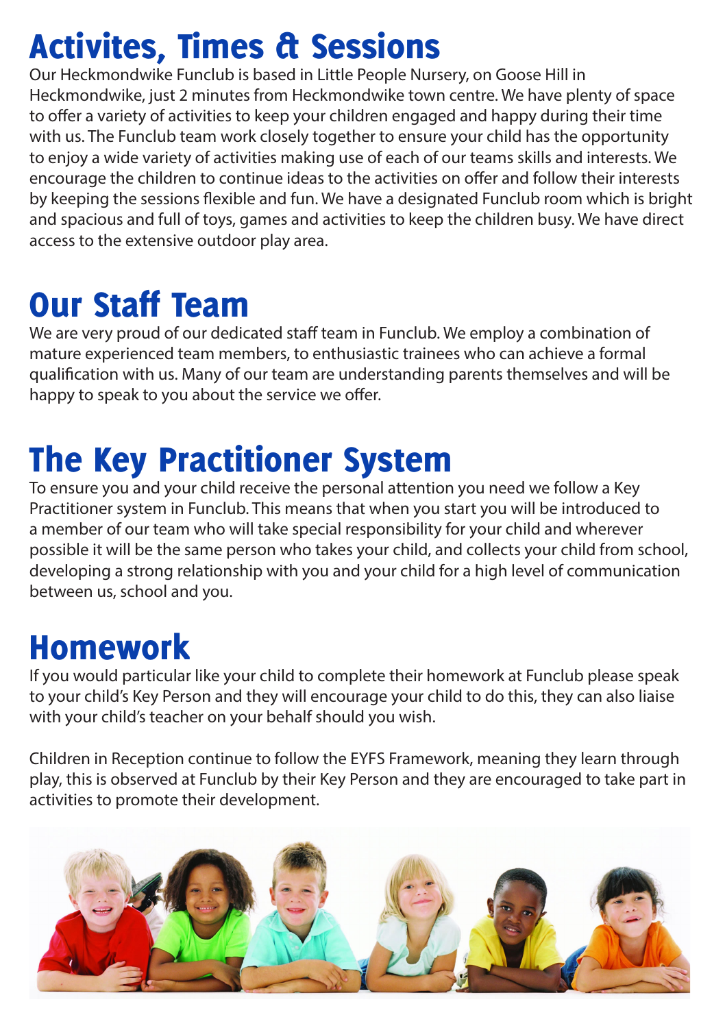# Activites, Times & Sessions

Our Heckmondwike Funclub is based in Little People Nursery, on Goose Hill in Heckmondwike, just 2 minutes from Heckmondwike town centre. We have plenty of space to offer a variety of activities to keep your children engaged and happy during their time with us. The Funclub team work closely together to ensure your child has the opportunity to enjoy a wide variety of activities making use of each of our teams skills and interests. We encourage the children to continue ideas to the activities on offer and follow their interests by keeping the sessions flexible and fun. We have a designated Funclub room which is bright and spacious and full of toys, games and activities to keep the children busy. We have direct access to the extensive outdoor play area.

# Our Staff Team

We are very proud of our dedicated staff team in Funclub. We employ a combination of mature experienced team members, to enthusiastic trainees who can achieve a formal qualification with us. Many of our team are understanding parents themselves and will be happy to speak to you about the service we offer.

# The Key Practitioner System

To ensure you and your child receive the personal attention you need we follow a Key Practitioner system in Funclub. This means that when you start you will be introduced to a member of our team who will take special responsibility for your child and wherever possible it will be the same person who takes your child, and collects your child from school, developing a strong relationship with you and your child for a high level of communication between us, school and you.

# Homework

If you would particular like your child to complete their homework at Funclub please speak to your child's Key Person and they will encourage your child to do this, they can also liaise with your child's teacher on your behalf should you wish.

Children in Reception continue to follow the EYFS Framework, meaning they learn through play, this is observed at Funclub by their Key Person and they are encouraged to take part in activities to promote their development.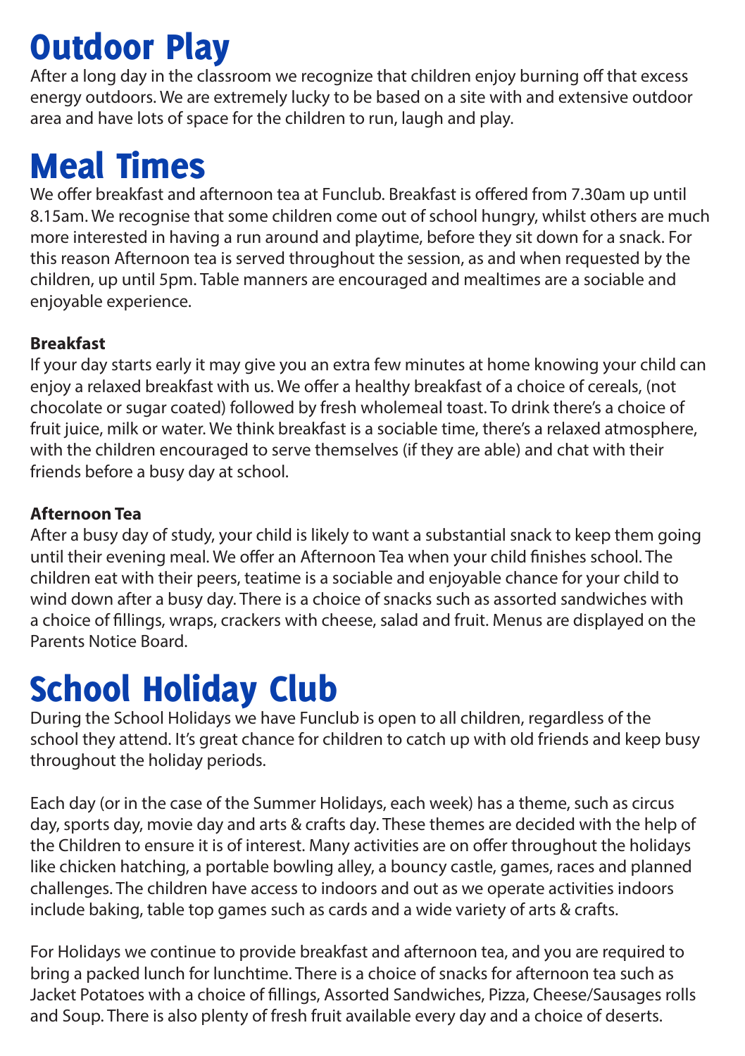# Outdoor Play

After a long day in the classroom we recognize that children enjoy burning off that excess energy outdoors. We are extremely lucky to be based on a site with and extensive outdoor area and have lots of space for the children to run, laugh and play.

# Meal Times

We offer breakfast and afternoon tea at Funclub. Breakfast is offered from 7.30am up until 8.15am. We recognise that some children come out of school hungry, whilst others are much more interested in having a run around and playtime, before they sit down for a snack. For this reason Afternoon tea is served throughout the session, as and when requested by the children, up until 5pm. Table manners are encouraged and mealtimes are a sociable and enjoyable experience.

**Breakfast**

If your day starts early it may give you an extra few minutes at home knowing your child can enjoy a relaxed breakfast with us. We offer a healthy breakfast of a choice of cereals, (not chocolate or sugar coated) followed by fresh wholemeal toast. To drink there's a choice of fruit juice, milk or water. We think breakfast is a sociable time, there's a relaxed atmosphere, with the children encouraged to serve themselves (if they are able) and chat with their friends before a busy day at school.

**Afternoon Tea**

After a busy day of study, your child is likely to want a substantial snack to keep them going until their evening meal. We offer an Afternoon Tea when your child finishes school. The children eat with their peers, teatime is a sociable and enjoyable chance for your child to wind down after a busy day. There is a choice of snacks such as assorted sandwiches with a choice of fillings, wraps, crackers with cheese, salad and fruit. Menus are displayed on the Parents Notice Board.

# School Holiday Club

During the School Holidays we have Funclub is open to all children, regardless of the school they attend. It's great chance for children to catch up with old friends and keep busy throughout the holiday periods.

Each day (or in the case of the Summer Holidays, each week) has a theme, such as circus day, sports day, movie day and arts & crafts day. These themes are decided with the help of the Children to ensure it is of interest. Many activities are on offer throughout the holidays like chicken hatching, a portable bowling alley, a bouncy castle, games, races and planned challenges. The children have access to indoors and out as we operate activities indoors include baking, table top games such as cards and a wide variety of arts & crafts.

For Holidays we continue to provide breakfast and afternoon tea, and you are required to bring a packed lunch for lunchtime. There is a choice of snacks for afternoon tea such as Jacket Potatoes with a choice of fillings, Assorted Sandwiches, Pizza, Cheese/Sausages rolls and Soup. There is also plenty of fresh fruit available every day and a choice of deserts.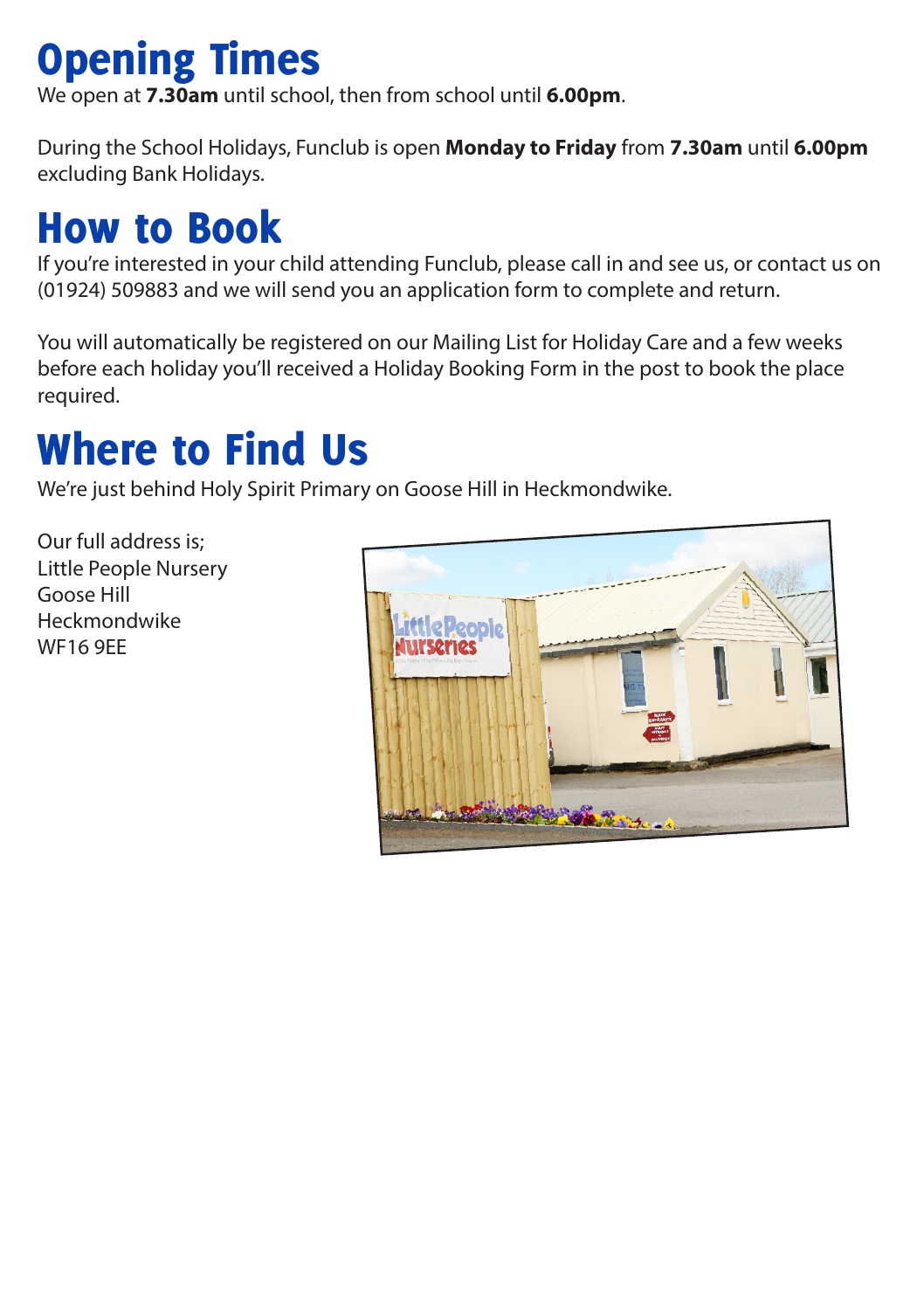# Opening Times

We open at **7.30am** until school, then from school until **6.00pm**.

During the School Holidays, Funclub is open **Monday to Friday** from **7.30am** until **6.00pm** excluding Bank Holidays.

# How to Book

If you're interested in your child attending Funclub, please call in and see us, or contact us on (01924) 509883 and we will send you an application form to complete and return.

You will automatically be registered on our Mailing List for Holiday Care and a few weeks before each holiday you'll received a Holiday Booking Form in the post to book the place required.

# Where to Find Us

We're just behind Holy Spirit Primary on Goose Hill in Heckmondwike.

Our full address is;
Little People Nursery
Goose Hill
Heckmondwike
WF16 9EE